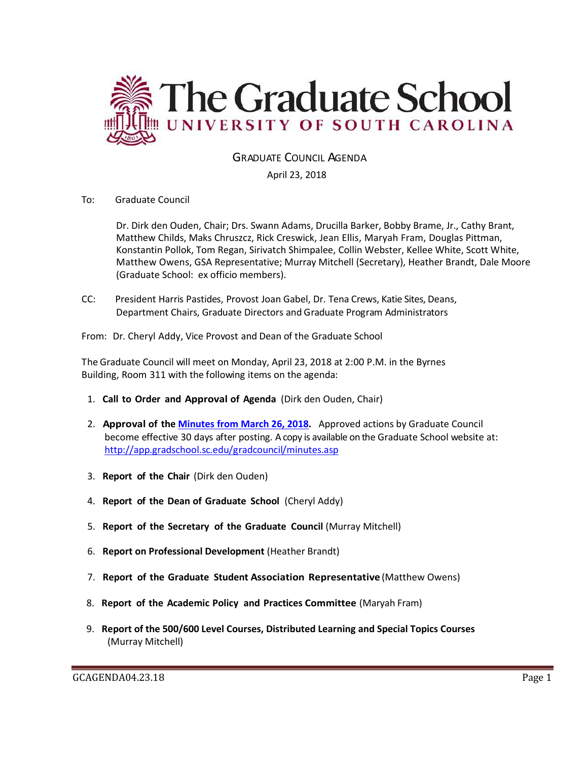# The Graduate School
## UNIVERSITY OF SOUTH CAROLINA

GRADUATE COUNCIL AGENDA

April 23, 2018

To: Graduate Council

Dr. Dirk den Ouden, Chair; Drs. Swann Adams, Drucilla Barker, Bobby Brame, Jr., Cathy Brant, Matthew Childs, Maks Chruszcz, Rick Creswick, Jean Ellis, Maryah Fram, Douglas Pittman, Konstantin Pollok, Tom Regan, Sirivatch Shimpalee, Collin Webster, Kellee White, Scott White, Matthew Owens, GSA Representative; Murray Mitchell (Secretary), Heather Brandt, Dale Moore (Graduate School: ex officio members).

CC: President Harris Pastides, Provost Joan Gabel, Dr. Tena Crews, Katie Sites, Deans, Department Chairs, Graduate Directors and Graduate Program Administrators

From: Dr. Cheryl Addy, Vice Provost and Dean of the Graduate School

The Graduate Council will meet on Monday, April 23, 2018 at 2:00 P.M. in the Byrnes Building, Room 311 with the following items on the agenda:

1. **Call to Order and Approval of Agenda** (Dirk den Ouden, Chair)
2. **Approval of the [Minutes from March 26, 2018](http://app.gradschool.sc.edu/gradcouncil/minutes.asp).** Approved actions by Graduate Council become effective 30 days after posting. A copy is available on the Graduate School website at: http://app.gradschool.sc.edu/gradcouncil/minutes.asp
3. **Report of the Chair** (Dirk den Ouden)
4. **Report of the Dean of Graduate School** (Cheryl Addy)
5. **Report of the Secretary of the Graduate Council** (Murray Mitchell)
6. **Report on Professional Development** (Heather Brandt)
7. **Report of the Graduate Student Association Representative** (Matthew Owens)
8. **Report of the Academic Policy and Practices Committee** (Maryah Fram)
9. **Report of the 500/600 Level Courses, Distributed Learning and Special Topics Courses** (Murray Mitchell)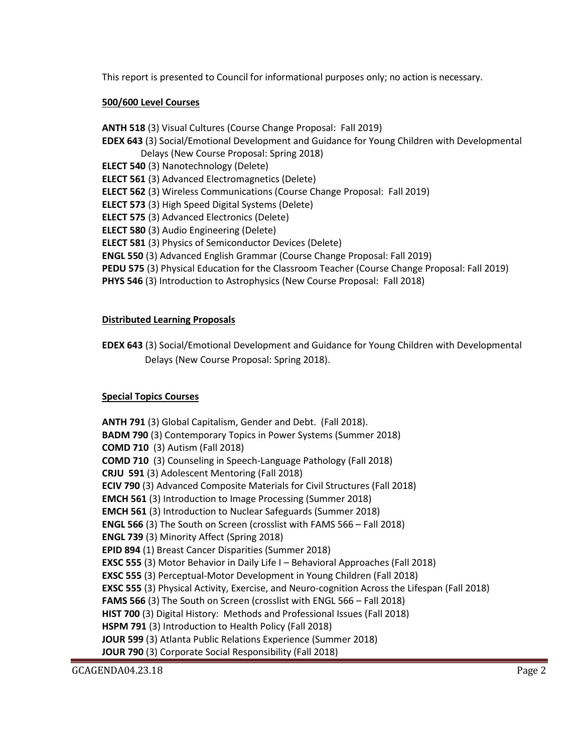This report is presented to Council for informational purposes only; no action is necessary.

**500/600 Level Courses**

**ANTH 518** (3) Visual Cultures (Course Change Proposal: Fall 2019)
**EDEX 643** (3) Social/Emotional Development and Guidance for Young Children with Developmental Delays (New Course Proposal: Spring 2018)
**ELECT 540** (3) Nanotechnology (Delete)
**ELECT 561** (3) Advanced Electromagnetics (Delete)
**ELECT 562** (3) Wireless Communications (Course Change Proposal: Fall 2019)
**ELECT 573** (3) High Speed Digital Systems (Delete)
**ELECT 575** (3) Advanced Electronics (Delete)
**ELECT 580** (3) Audio Engineering (Delete)
**ELECT 581** (3) Physics of Semiconductor Devices (Delete)
**ENGL 550** (3) Advanced English Grammar (Course Change Proposal: Fall 2019)
**PEDU 575** (3) Physical Education for the Classroom Teacher (Course Change Proposal: Fall 2019)
**PHYS 546** (3) Introduction to Astrophysics (New Course Proposal: Fall 2018)

**Distributed Learning Proposals**

**EDEX 643** (3) Social/Emotional Development and Guidance for Young Children with Developmental Delays (New Course Proposal: Spring 2018).

**Special Topics Courses**

**ANTH 791** (3) Global Capitalism, Gender and Debt. (Fall 2018).
**BADM 790** (3) Contemporary Topics in Power Systems (Summer 2018)
**COMD 710** (3) Autism (Fall 2018)
**COMD 710** (3) Counseling in Speech-Language Pathology (Fall 2018)
**CRJU 591** (3) Adolescent Mentoring (Fall 2018)
**ECIV 790** (3) Advanced Composite Materials for Civil Structures (Fall 2018)
**EMCH 561** (3) Introduction to Image Processing (Summer 2018)
**EMCH 561** (3) Introduction to Nuclear Safeguards (Summer 2018)
**ENGL 566** (3) The South on Screen (crosslist with FAMS 566 – Fall 2018)
**ENGL 739** (3) Minority Affect (Spring 2018)
**EPID 894** (1) Breast Cancer Disparities (Summer 2018)
**EXSC 555** (3) Motor Behavior in Daily Life I – Behavioral Approaches (Fall 2018)
**EXSC 555** (3) Perceptual-Motor Development in Young Children (Fall 2018)
**EXSC 555** (3) Physical Activity, Exercise, and Neuro-cognition Across the Lifespan (Fall 2018)
**FAMS 566** (3) The South on Screen (crosslist with ENGL 566 – Fall 2018)
**HIST 700** (3) Digital History: Methods and Professional Issues (Fall 2018)
**HSPM 791** (3) Introduction to Health Policy (Fall 2018)
**JOUR 599** (3) Atlanta Public Relations Experience (Summer 2018)
**JOUR 790** (3) Corporate Social Responsibility (Fall 2018)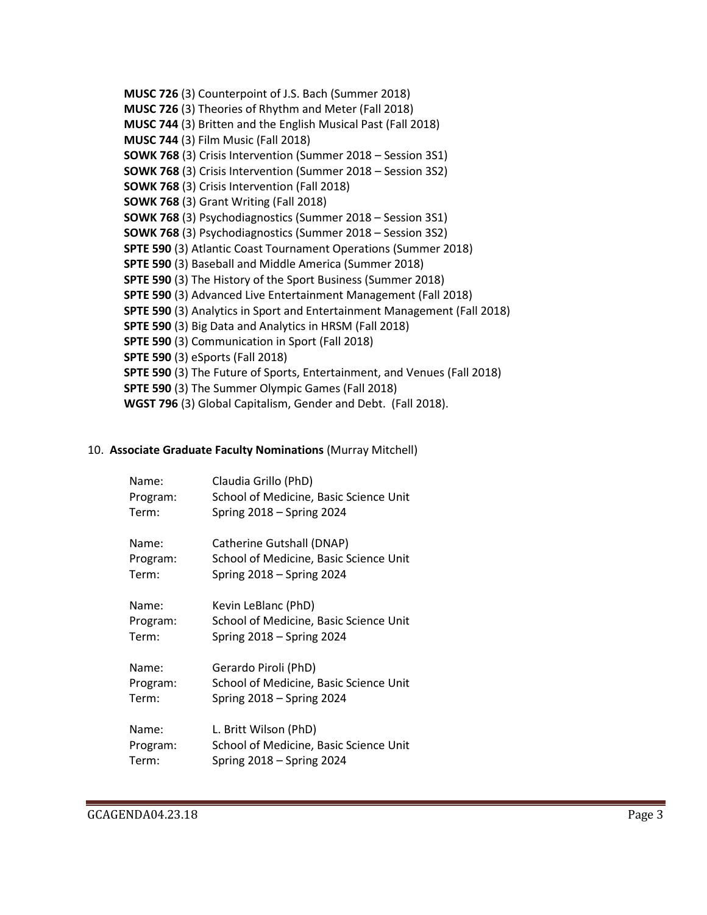**MUSC 726** (3) Counterpoint of J.S. Bach (Summer 2018)
**MUSC 726** (3) Theories of Rhythm and Meter (Fall 2018)
**MUSC 744** (3) Britten and the English Musical Past (Fall 2018)
**MUSC 744** (3) Film Music (Fall 2018)
**SOWK 768** (3) Crisis Intervention (Summer 2018 – Session 3S1)
**SOWK 768** (3) Crisis Intervention (Summer 2018 – Session 3S2)
**SOWK 768** (3) Crisis Intervention (Fall 2018)
**SOWK 768** (3) Grant Writing (Fall 2018)
**SOWK 768** (3) Psychodiagnostics (Summer 2018 – Session 3S1)
**SOWK 768** (3) Psychodiagnostics (Summer 2018 – Session 3S2)
**SPTE 590** (3) Atlantic Coast Tournament Operations (Summer 2018)
**SPTE 590** (3) Baseball and Middle America (Summer 2018)
**SPTE 590** (3) The History of the Sport Business (Summer 2018)
**SPTE 590** (3) Advanced Live Entertainment Management (Fall 2018)
**SPTE 590** (3) Analytics in Sport and Entertainment Management (Fall 2018)
**SPTE 590** (3) Big Data and Analytics in HRSM (Fall 2018)
**SPTE 590** (3) Communication in Sport (Fall 2018)
**SPTE 590** (3) eSports (Fall 2018)
**SPTE 590** (3) The Future of Sports, Entertainment, and Venues (Fall 2018)
**SPTE 590** (3) The Summer Olympic Games (Fall 2018)
**WGST 796** (3) Global Capitalism, Gender and Debt. (Fall 2018).

10. **Associate Graduate Faculty Nominations** (Murray Mitchell)

Name: Claudia Grillo (PhD)
Program: School of Medicine, Basic Science Unit
Term: Spring 2018 – Spring 2024

Name: Catherine Gutshall (DNAP)
Program: School of Medicine, Basic Science Unit
Term: Spring 2018 – Spring 2024

Name: Kevin LeBlanc (PhD)
Program: School of Medicine, Basic Science Unit
Term: Spring 2018 – Spring 2024

Name: Gerardo Piroli (PhD)
Program: School of Medicine, Basic Science Unit
Term: Spring 2018 – Spring 2024

Name: L. Britt Wilson (PhD)
Program: School of Medicine, Basic Science Unit
Term: Spring 2018 – Spring 2024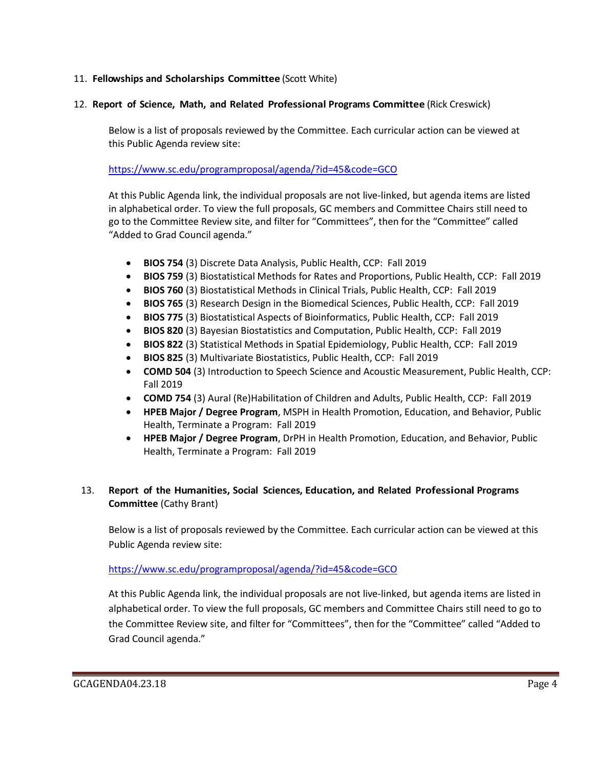11. **Fellowships and Scholarships Committee** (Scott White)

12. **Report of Science, Math, and Related Professional Programs Committee** (Rick Creswick)

    Below is a list of proposals reviewed by the Committee. Each curricular action can be viewed at this Public Agenda review site:

    https://www.sc.edu/programproposal/agenda/?id=45&code=GCO

    At this Public Agenda link, the individual proposals are not live-linked, but agenda items are listed in alphabetical order. To view the full proposals, GC members and Committee Chairs still need to go to the Committee Review site, and filter for "Committees", then for the "Committee" called "Added to Grad Council agenda."

    - **BIOS 754** (3) Discrete Data Analysis, Public Health, CCP: Fall 2019
    - **BIOS 759** (3) Biostatistical Methods for Rates and Proportions, Public Health, CCP: Fall 2019
    - **BIOS 760** (3) Biostatistical Methods in Clinical Trials, Public Health, CCP: Fall 2019
    - **BIOS 765** (3) Research Design in the Biomedical Sciences, Public Health, CCP: Fall 2019
    - **BIOS 775** (3) Biostatistical Aspects of Bioinformatics, Public Health, CCP: Fall 2019
    - **BIOS 820** (3) Bayesian Biostatistics and Computation, Public Health, CCP: Fall 2019
    - **BIOS 822** (3) Statistical Methods in Spatial Epidemiology, Public Health, CCP: Fall 2019
    - **BIOS 825** (3) Multivariate Biostatistics, Public Health, CCP: Fall 2019
    - **COMD 504** (3) Introduction to Speech Science and Acoustic Measurement, Public Health, CCP: Fall 2019
    - **COMD 754** (3) Aural (Re)Habilitation of Children and Adults, Public Health, CCP: Fall 2019
    - **HPEB Major / Degree Program**, MSPH in Health Promotion, Education, and Behavior, Public Health, Terminate a Program: Fall 2019
    - **HPEB Major / Degree Program**, DrPH in Health Promotion, Education, and Behavior, Public Health, Terminate a Program: Fall 2019

13. **Report of the Humanities, Social Sciences, Education, and Related Professional Programs Committee** (Cathy Brant)

    Below is a list of proposals reviewed by the Committee. Each curricular action can be viewed at this Public Agenda review site:

    https://www.sc.edu/programproposal/agenda/?id=45&code=GCO

    At this Public Agenda link, the individual proposals are not live-linked, but agenda items are listed in alphabetical order. To view the full proposals, GC members and Committee Chairs still need to go to the Committee Review site, and filter for "Committees", then for the "Committee" called "Added to Grad Council agenda."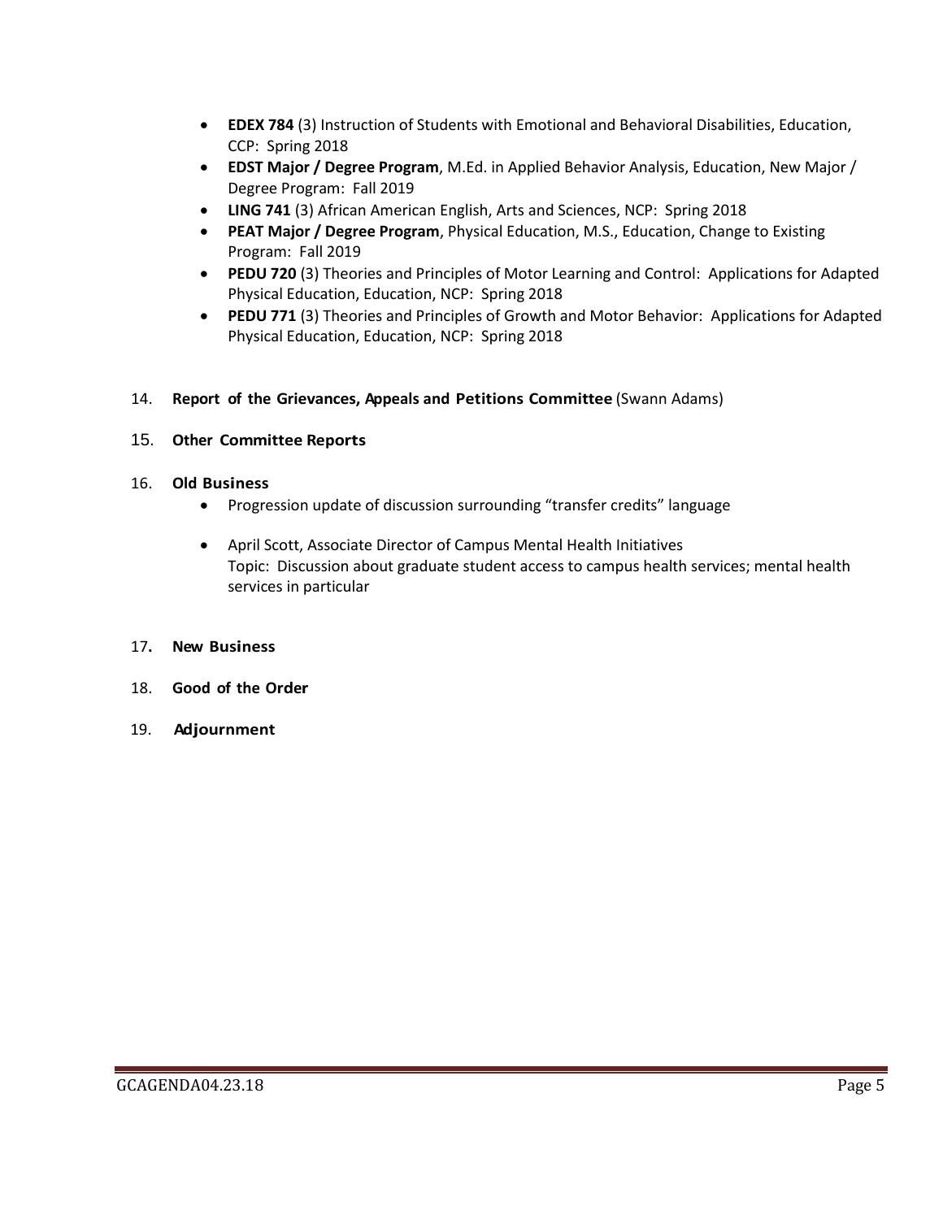- **EDEX 784** (3) Instruction of Students with Emotional and Behavioral Disabilities, Education, CCP: Spring 2018
- **EDST Major / Degree Program**, M.Ed. in Applied Behavior Analysis, Education, New Major / Degree Program: Fall 2019
- **LING 741** (3) African American English, Arts and Sciences, NCP: Spring 2018
- **PEAT Major / Degree Program**, Physical Education, M.S., Education, Change to Existing Program: Fall 2019
- **PEDU 720** (3) Theories and Principles of Motor Learning and Control: Applications for Adapted Physical Education, Education, NCP: Spring 2018
- **PEDU 771** (3) Theories and Principles of Growth and Motor Behavior: Applications for Adapted Physical Education, Education, NCP: Spring 2018

14. **Report of the Grievances, Appeals and Petitions Committee** (Swann Adams)

15. **Other Committee Reports**

16. **Old Business**
    - Progression update of discussion surrounding "transfer credits" language
    - April Scott, Associate Director of Campus Mental Health Initiatives
      Topic: Discussion about graduate student access to campus health services; mental health services in particular

17. **New Business**

18. **Good of the Order**

19. **Adjournment**